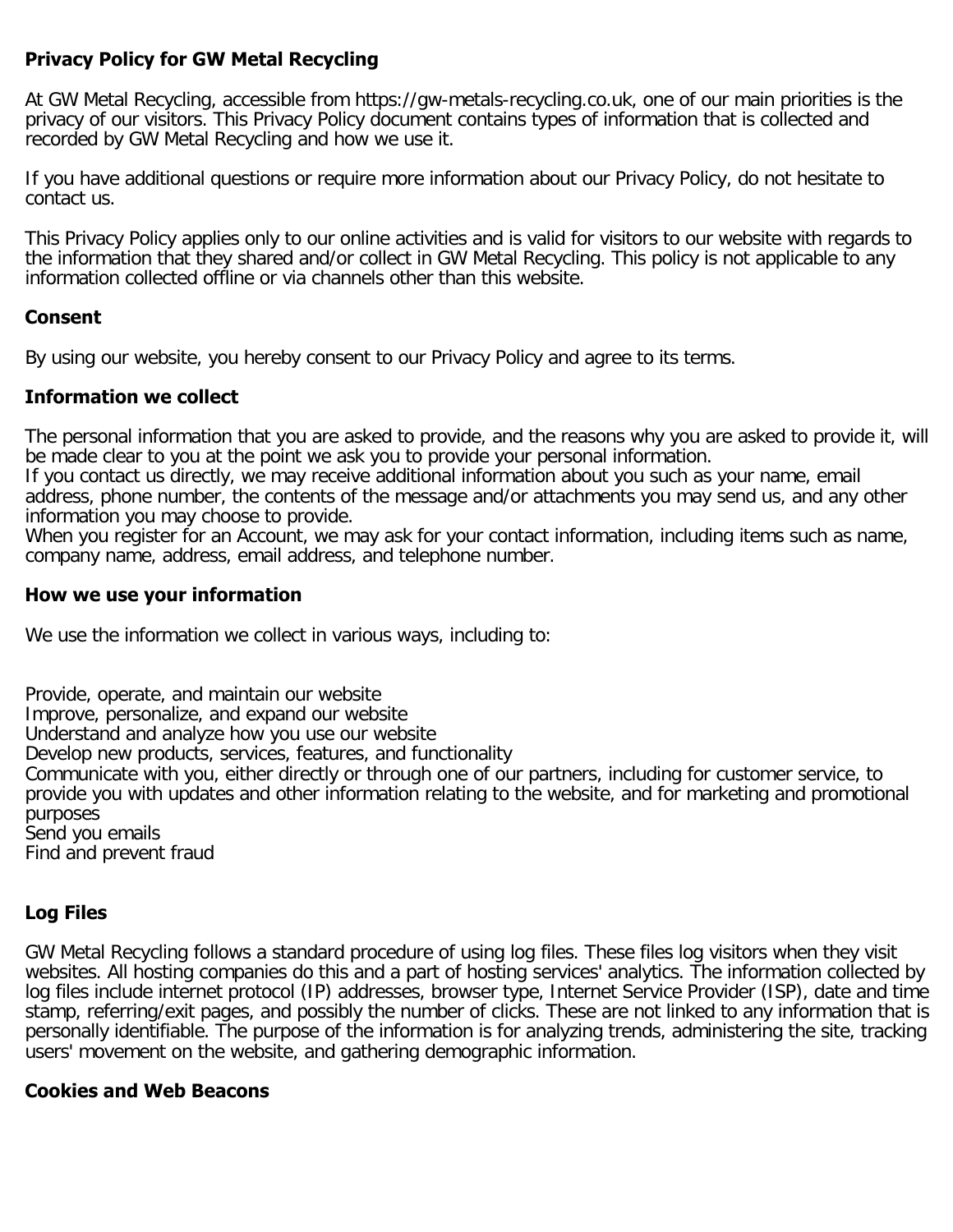**Privacy Policy for GW Metal Recycling**

At GW Metal Recycling, accessible from https://gw-metals-recycling.co.uk, one of our main priorities is the privacy of our visitors. This Privacy Policy document contains types of information that is collected and recorded by GW Metal Recycling and how we use it.

If you have additional questions or require more information about our Privacy Policy, do not hesitate to contact us.

This Privacy Policy applies only to our online activities and is valid for visitors to our website with regards to the information that they shared and/or collect in GW Metal Recycling. This policy is not applicable to any information collected offline or via channels other than this website.

**Consent**

By using our website, you hereby consent to our Privacy Policy and agree to its terms.

**Information we collect**

The personal information that you are asked to provide, and the reasons why you are asked to provide it, will be made clear to you at the point we ask you to provide your personal information.
If you contact us directly, we may receive additional information about you such as your name, email address, phone number, the contents of the message and/or attachments you may send us, and any other information you may choose to provide.
When you register for an Account, we may ask for your contact information, including items such as name, company name, address, email address, and telephone number.

**How we use your information**

We use the information we collect in various ways, including to:

Provide, operate, and maintain our website
Improve, personalize, and expand our website
Understand and analyze how you use our website
Develop new products, services, features, and functionality
Communicate with you, either directly or through one of our partners, including for customer service, to provide you with updates and other information relating to the website, and for marketing and promotional purposes
Send you emails
Find and prevent fraud

**Log Files**

GW Metal Recycling follows a standard procedure of using log files. These files log visitors when they visit websites. All hosting companies do this and a part of hosting services' analytics. The information collected by log files include internet protocol (IP) addresses, browser type, Internet Service Provider (ISP), date and time stamp, referring/exit pages, and possibly the number of clicks. These are not linked to any information that is personally identifiable. The purpose of the information is for analyzing trends, administering the site, tracking users' movement on the website, and gathering demographic information.

**Cookies and Web Beacons**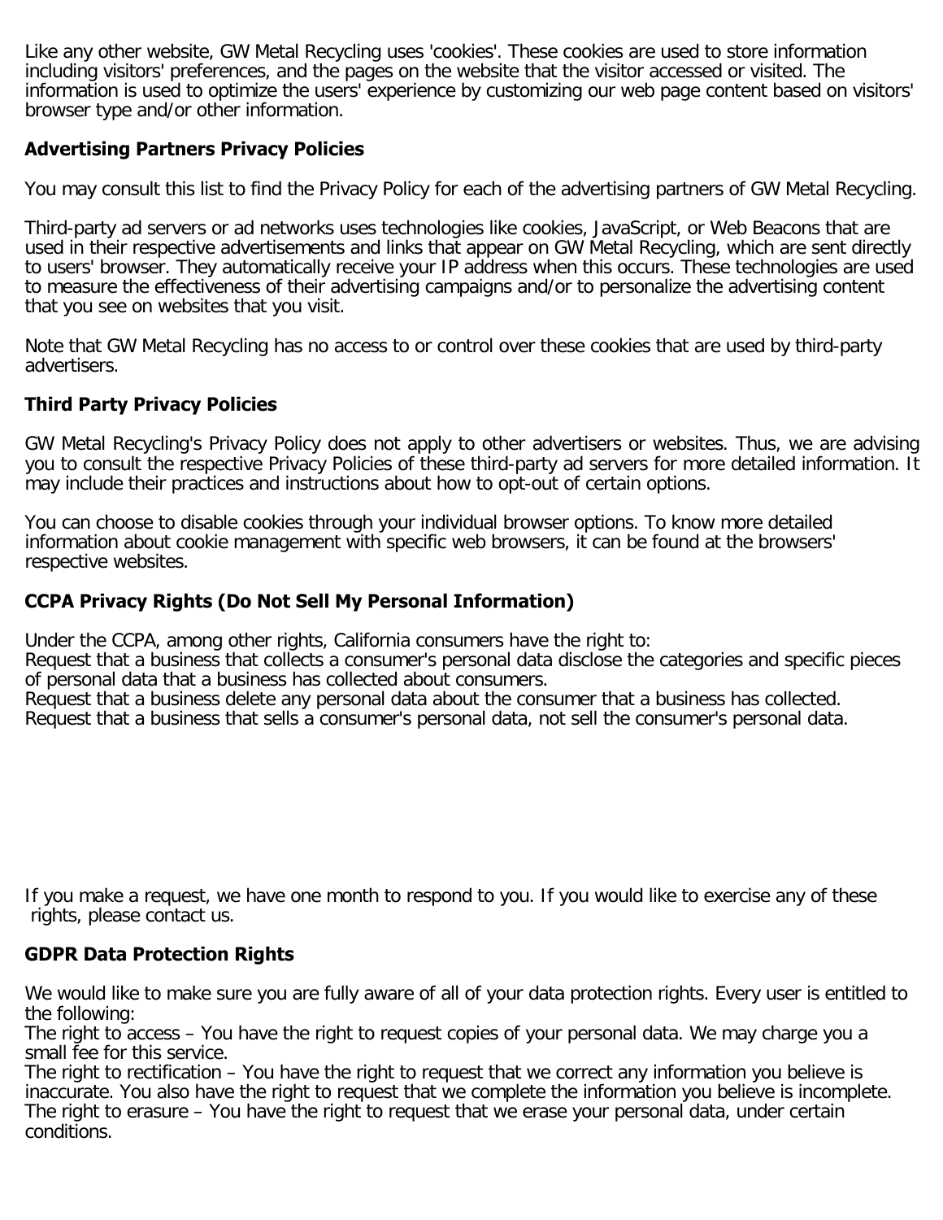Like any other website, GW Metal Recycling uses 'cookies'. These cookies are used to store information including visitors' preferences, and the pages on the website that the visitor accessed or visited. The information is used to optimize the users' experience by customizing our web page content based on visitors' browser type and/or other information.

## Advertising Partners Privacy Policies

You may consult this list to find the Privacy Policy for each of the advertising partners of GW Metal Recycling.

Third-party ad servers or ad networks uses technologies like cookies, JavaScript, or Web Beacons that are used in their respective advertisements and links that appear on GW Metal Recycling, which are sent directly to users' browser. They automatically receive your IP address when this occurs. These technologies are used to measure the effectiveness of their advertising campaigns and/or to personalize the advertising content that you see on websites that you visit.

Note that GW Metal Recycling has no access to or control over these cookies that are used by third-party advertisers.

## Third Party Privacy Policies

GW Metal Recycling's Privacy Policy does not apply to other advertisers or websites. Thus, we are advising you to consult the respective Privacy Policies of these third-party ad servers for more detailed information. It may include their practices and instructions about how to opt-out of certain options.

You can choose to disable cookies through your individual browser options. To know more detailed information about cookie management with specific web browsers, it can be found at the browsers' respective websites.

## CCPA Privacy Rights (Do Not Sell My Personal Information)

Under the CCPA, among other rights, California consumers have the right to:
Request that a business that collects a consumer's personal data disclose the categories and specific pieces of personal data that a business has collected about consumers.
Request that a business delete any personal data about the consumer that a business has collected.
Request that a business that sells a consumer's personal data, not sell the consumer's personal data.

If you make a request, we have one month to respond to you. If you would like to exercise any of these rights, please contact us.

## GDPR Data Protection Rights

We would like to make sure you are fully aware of all of your data protection rights. Every user is entitled to the following:
The right to access – You have the right to request copies of your personal data. We may charge you a small fee for this service.
The right to rectification – You have the right to request that we correct any information you believe is inaccurate. You also have the right to request that we complete the information you believe is incomplete.
The right to erasure – You have the right to request that we erase your personal data, under certain conditions.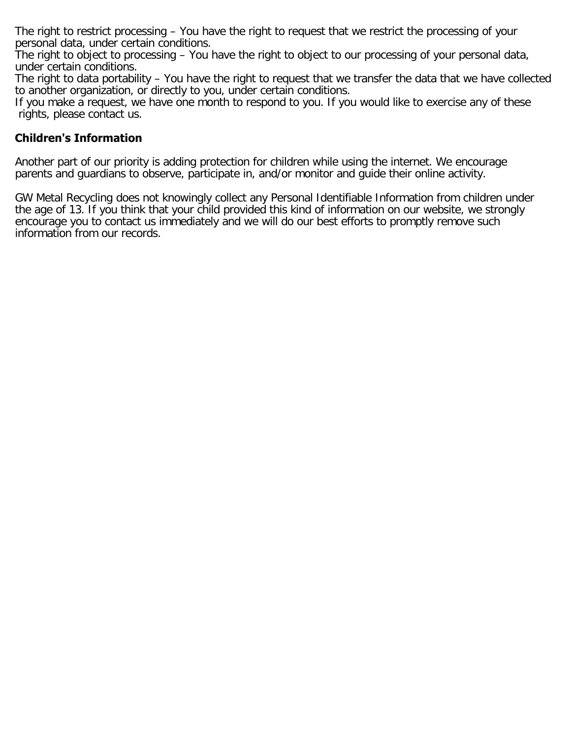The right to restrict processing – You have the right to request that we restrict the processing of your personal data, under certain conditions.
The right to object to processing – You have the right to object to our processing of your personal data, under certain conditions.
The right to data portability – You have the right to request that we transfer the data that we have collected to another organization, or directly to you, under certain conditions.
If you make a request, we have one month to respond to you. If you would like to exercise any of these rights, please contact us.

**Children's Information**

Another part of our priority is adding protection for children while using the internet. We encourage parents and guardians to observe, participate in, and/or monitor and guide their online activity.

GW Metal Recycling does not knowingly collect any Personal Identifiable Information from children under the age of 13. If you think that your child provided this kind of information on our website, we strongly encourage you to contact us immediately and we will do our best efforts to promptly remove such information from our records.